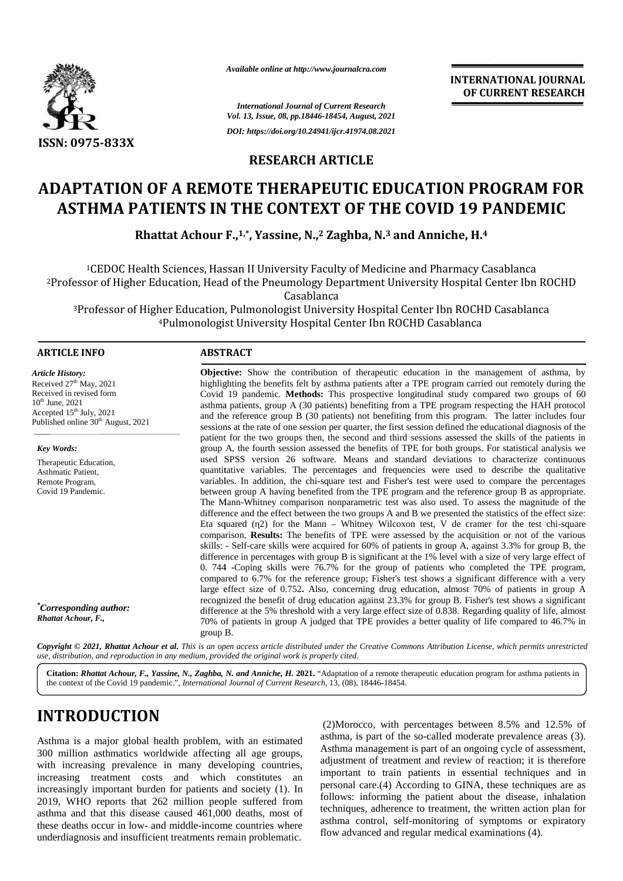*Available online at http://www.journalcra.com*

*International Journal of Current Research*
*Vol. 13, Issue, 08, pp.18446-18454, August, 2021*

*DOI: https://doi.org/10.24941/ijcr.41974.08.2021*

**INTERNATIONAL JOURNAL OF CURRENT RESEARCH**

ISSN: 0975-833X

## RESEARCH ARTICLE

# ADAPTATION OF A REMOTE THERAPEUTIC EDUCATION PROGRAM FOR ASTHMA PATIENTS IN THE CONTEXT OF THE COVID 19 PANDEMIC

**Rhattat Achour F.,[1,*], Yassine, N.,[2] Zaghba, N.[3] and Anniche, H.[4]**

[1]CEDOC Health Sciences, Hassan II University Faculty of Medicine and Pharmacy Casablanca
[2]Professor of Higher Education, Head of the Pneumology Department University Hospital Center Ibn ROCHD Casablanca
[3]Professor of Higher Education, Pulmonologist University Hospital Center Ibn ROCHD Casablanca
[4]Pulmonologist University Hospital Center Ibn ROCHD Casablanca

### ARTICLE INFO

*Article History:*
Received 27th May, 2021
Received in revised form
10th June, 2021
Accepted 15th July, 2021
Published online 30th August, 2021

*Key Words:*
Therapeutic Education,
Asthmatic Patient,
Remote Program,
Covid 19 Pandemic.

*[*]Corresponding author:*
***Rhattat Achour, F.,***

### ABSTRACT

**Objective:** Show the contribution of therapeutic education in the management of asthma, by highlighting the benefits felt by asthma patients after a TPE program carried out remotely during the Covid 19 pandemic. **Methods:** This prospective longitudinal study compared two groups of 60 asthma patients, group A (30 patients) benefiting from a TPE program respecting the HAH protocol and the reference group B (30 patients) not benefiting from this program. The latter includes four sessions at the rate of one session per quarter, the first session defined the educational diagnosis of the patient for the two groups then, the second and third sessions assessed the skills of the patients in group A, the fourth session assessed the benefits of TPE for both groups. For statistical analysis we used SPSS version 26 software. Means and standard deviations to characterize continuous quantitative variables. The percentages and frequencies were used to describe the qualitative variables. In addition, the chi-square test and Fisher's test were used to compare the percentages between group A having benefited from the TPE program and the reference group B as appropriate. The Mann-Whitney comparison nonparametric test was also used. To assess the magnitude of the difference and the effect between the two groups A and B we presented the statistics of the effect size: Eta squared ($\eta 2$) for the Mann – Whitney Wilcoxon test, V de cramer for the test chi-square comparison. **Results:** The benefits of TPE were assessed by the acquisition or not of the various skills: - Self-care skills were acquired for 60% of patients in group A, against 3.3% for group B, the difference in percentages with group B is significant at the 1% level with a size of very large effect of 0. 744 -Coping skills were 76.7% for the group of patients who completed the TPE program, compared to 6.7% for the reference group; Fisher's test shows a significant difference with a very large effect size of 0.752. Also, concerning drug education, almost 70% of patients in group A recognized the benefit of drug education against 23.3% for group B. Fisher's test shows a significant difference at the 5% threshold with a very large effect size of 0.838. Regarding quality of life, almost 70% of patients in group A judged that TPE provides a better quality of life compared to 46.7% in group B.

*Copyright © 2021, Rhattat Achour et al. This is an open access article distributed under the Creative Commons Attribution License, which permits unrestricted use, distribution, and reproduction in any medium, provided the original work is properly cited.*

**Citation:** ***Rhattat Achour, F., Yassine, N., Zaghba, N. and Anniche, H.* 2021.** "Adaptation of a remote therapeutic education program for asthma patients in the context of the Covid 19 pandemic.", *International Journal of Current Research*, 13, (08), 18446-18454.

# INTRODUCTION

Asthma is a major global health problem, with an estimated 300 million asthmatics worldwide affecting all age groups, with increasing prevalence in many developing countries, increasing treatment costs and which constitutes an increasingly important burden for patients and society (1). In 2019, WHO reports that 262 million people suffered from asthma and that this disease caused 461,000 deaths, most of these deaths occur in low- and middle-income countries where underdiagnosis and insufficient treatments remain problematic. (2)Morocco, with percentages between 8.5% and 12.5% of asthma, is part of the so-called moderate prevalence areas (3). Asthma management is part of an ongoing cycle of assessment, adjustment of treatment and review of reaction; it is therefore important to train patients in essential techniques and in personal care.(4) According to GINA, these techniques are as follows: informing the patient about the disease, inhalation techniques, adherence to treatment, the written action plan for asthma control, self-monitoring of symptoms or expiratory flow advanced and regular medical examinations (4).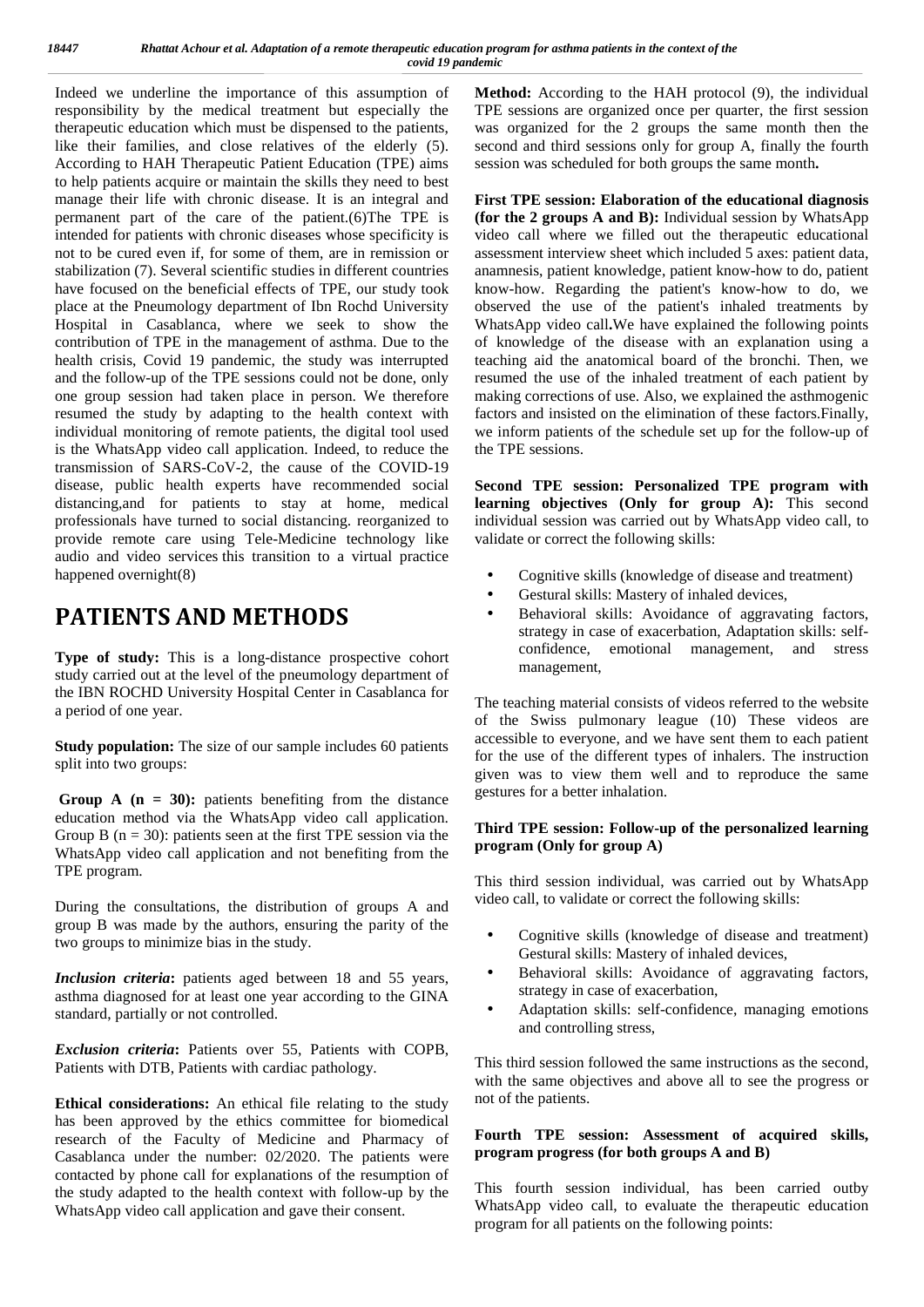Indeed we underline the importance of this assumption of responsibility by the medical treatment but especially the therapeutic education which must be dispensed to the patients, like their families, and close relatives of the elderly (5). According to HAH Therapeutic Patient Education (TPE) aims to help patients acquire or maintain the skills they need to best manage their life with chronic disease. It is an integral and permanent part of the care of the patient.(6)The TPE is intended for patients with chronic diseases whose specificity is not to be cured even if, for some of them, are in remission or stabilization (7). Several scientific studies in different countries have focused on the beneficial effects of TPE, our study took place at the Pneumology department of Ibn Rochd University Hospital in Casablanca, where we seek to show the contribution of TPE in the management of asthma. Due to the health crisis, Covid 19 pandemic, the study was interrupted and the follow-up of the TPE sessions could not be done, only one group session had taken place in person. We therefore resumed the study by adapting to the health context with individual monitoring of remote patients, the digital tool used is the WhatsApp video call application. Indeed, to reduce the transmission of SARS-CoV-2, the cause of the COVID-19 disease, public health experts have recommended social distancing,and for patients to stay at home, medical professionals have turned to social distancing. reorganized to provide remote care using Tele-Medicine technology like audio and video services this transition to a virtual practice happened overnight(8)

# PATIENTS AND METHODS

**Type of study:** This is a long-distance prospective cohort study carried out at the level of the pneumology department of the IBN ROCHD University Hospital Center in Casablanca for a period of one year.

**Study population:** The size of our sample includes 60 patients split into two groups:

**Group A (n = 30):** patients benefiting from the distance education method via the WhatsApp video call application. Group B (n = 30): patients seen at the first TPE session via the WhatsApp video call application and not benefiting from the TPE program.

During the consultations, the distribution of groups A and group B was made by the authors, ensuring the parity of the two groups to minimize bias in the study.

***Inclusion criteria*:** patients aged between 18 and 55 years, asthma diagnosed for at least one year according to the GINA standard, partially or not controlled.

***Exclusion criteria*:** Patients over 55, Patients with COPB, Patients with DTB, Patients with cardiac pathology.

**Ethical considerations:** An ethical file relating to the study has been approved by the ethics committee for biomedical research of the Faculty of Medicine and Pharmacy of Casablanca under the number: 02/2020. The patients were contacted by phone call for explanations of the resumption of the study adapted to the health context with follow-up by the WhatsApp video call application and gave their consent.

**Method:** According to the HAH protocol (9), the individual TPE sessions are organized once per quarter, the first session was organized for the 2 groups the same month then the second and third sessions only for group A, finally the fourth session was scheduled for both groups the same month**.**

**First TPE session: Elaboration of the educational diagnosis (for the 2 groups A and B):** Individual session by WhatsApp video call where we filled out the therapeutic educational assessment interview sheet which included 5 axes: patient data, anamnesis, patient knowledge, patient know-how to do, patient know-how. Regarding the patient's know-how to do, we observed the use of the patient's inhaled treatments by WhatsApp video call**.**We have explained the following points of knowledge of the disease with an explanation using a teaching aid the anatomical board of the bronchi. Then, we resumed the use of the inhaled treatment of each patient by making corrections of use. Also, we explained the asthmogenic factors and insisted on the elimination of these factors.Finally, we inform patients of the schedule set up for the follow-up of the TPE sessions.

**Second TPE session: Personalized TPE program with learning objectives (Only for group A):** This second individual session was carried out by WhatsApp video call, to validate or correct the following skills:

- Cognitive skills (knowledge of disease and treatment)
- Gestural skills: Mastery of inhaled devices,
- Behavioral skills: Avoidance of aggravating factors, strategy in case of exacerbation, Adaptation skills: self-confidence, emotional management, and stress management,

The teaching material consists of videos referred to the website of the Swiss pulmonary league (10) These videos are accessible to everyone, and we have sent them to each patient for the use of the different types of inhalers. The instruction given was to view them well and to reproduce the same gestures for a better inhalation.

**Third TPE session: Follow-up of the personalized learning program (Only for group A)**

This third session individual, was carried out by WhatsApp video call, to validate or correct the following skills:

- Cognitive skills (knowledge of disease and treatment) Gestural skills: Mastery of inhaled devices,
- Behavioral skills: Avoidance of aggravating factors, strategy in case of exacerbation,
- Adaptation skills: self-confidence, managing emotions and controlling stress,

This third session followed the same instructions as the second, with the same objectives and above all to see the progress or not of the patients.

**Fourth TPE session: Assessment of acquired skills, program progress (for both groups A and B)**

This fourth session individual, has been carried outby WhatsApp video call, to evaluate the therapeutic education program for all patients on the following points: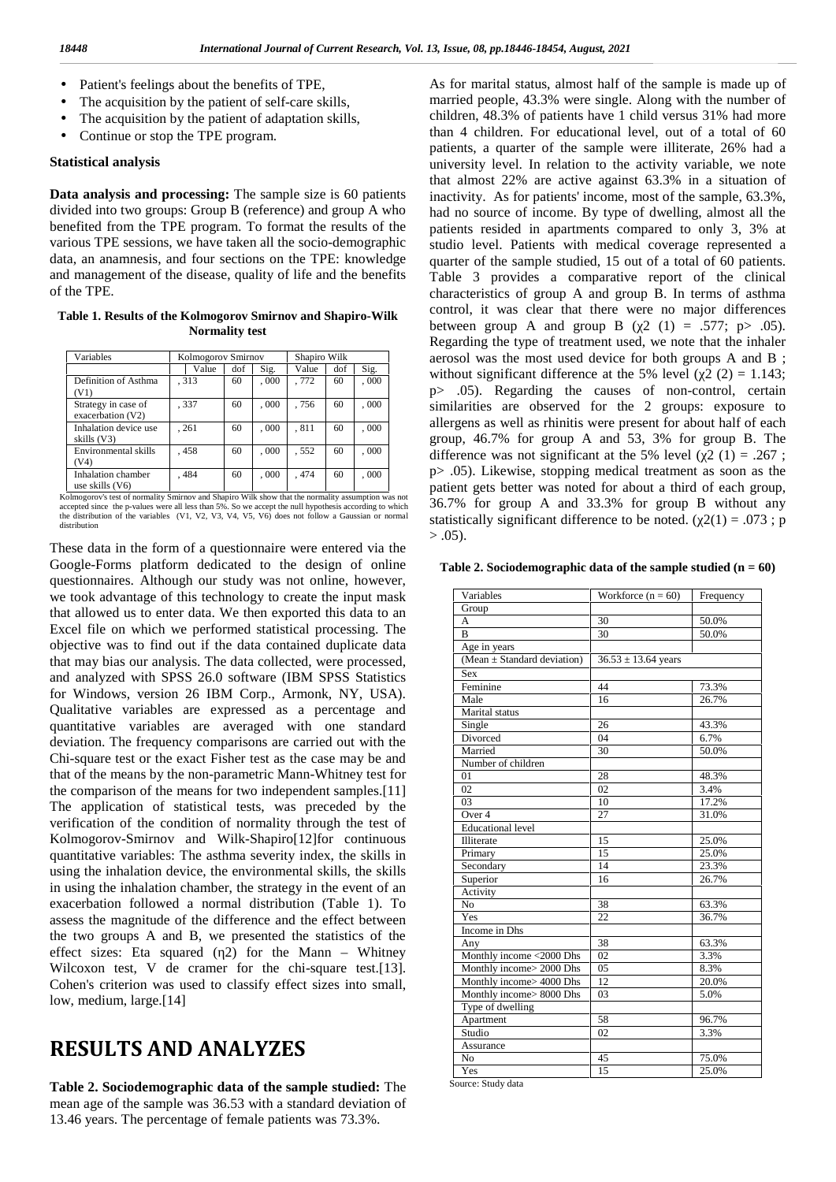- Patient's feelings about the benefits of TPE,
- The acquisition by the patient of self-care skills,
- The acquisition by the patient of adaptation skills,
- Continue or stop the TPE program.

### Statistical analysis

**Data analysis and processing:** The sample size is 60 patients divided into two groups: Group B (reference) and group A who benefited from the TPE program. To format the results of the various TPE sessions, we have taken all the socio-demographic data, an anamnesis, and four sections on the TPE: knowledge and management of the disease, quality of life and the benefits of the TPE.

**Table 1. Results of the Kolmogorov Smirnov and Shapiro-Wilk Normality test**

| Variables | Kolmogorov Smirnov | | | Shapiro Wilk | | |
|---|---|---|---|---|---|---|
| | Value | dof | Sig. | Value | dof | Sig. |
| Definition of Asthma (V1) | , 313 | 60 | , 000 | , 772 | 60 | , 000 |
| Strategy in case of exacerbation (V2) | , 337 | 60 | , 000 | , 756 | 60 | , 000 |
| Inhalation device use skills (V3) | , 261 | 60 | , 000 | , 811 | 60 | , 000 |
| Environmental skills (V4) | , 458 | 60 | , 000 | , 552 | 60 | , 000 |
| Inhalation chamber use skills (V6) | , 484 | 60 | , 000 | , 474 | 60 | , 000 |

Kolmogorov's test of normality Smirnov and Shapiro Wilk show that the normality assumption was not accepted since the p-values were all less than 5%. So we accept the null hypothesis according to which the distribution of the variables (V1, V2, V3, V4, V5, V6) does not follow a Gaussian or normal distribution

These data in the form of a questionnaire were entered via the Google-Forms platform dedicated to the design of online questionnaires. Although our study was not online, however, we took advantage of this technology to create the input mask that allowed us to enter data. We then exported this data to an Excel file on which we performed statistical processing. The objective was to find out if the data contained duplicate data that may bias our analysis. The data collected, were processed, and analyzed with SPSS 26.0 software (IBM SPSS Statistics for Windows, version 26 IBM Corp., Armonk, NY, USA). Qualitative variables are expressed as a percentage and quantitative variables are averaged with one standard deviation. The frequency comparisons are carried out with the Chi-square test or the exact Fisher test as the case may be and that of the means by the non-parametric Mann-Whitney test for the comparison of the means for two independent samples.[11] The application of statistical tests, was preceded by the verification of the condition of normality through the test of Kolmogorov-Smirnov and Wilk-Shapiro[12]for continuous quantitative variables: The asthma severity index, the skills in using the inhalation device, the environmental skills, the skills in using the inhalation chamber, the strategy in the event of an exacerbation followed a normal distribution (Table 1). To assess the magnitude of the difference and the effect between the two groups A and B, we presented the statistics of the effect sizes: Eta squared ($\eta 2$) for the Mann – Whitney Wilcoxon test, V de cramer for the chi-square test.[13]. Cohen's criterion was used to classify effect sizes into small, low, medium, large.[14]

# RESULTS AND ANALYZES

**Table 2. Sociodemographic data of the sample studied:** The mean age of the sample was 36.53 with a standard deviation of 13.46 years. The percentage of female patients was 73.3%. As for marital status, almost half of the sample is made up of married people, 43.3% were single. Along with the number of children, 48.3% of patients have 1 child versus 31% had more than 4 children. For educational level, out of a total of 60 patients, a quarter of the sample were illiterate, 26% had a university level. In relation to the activity variable, we note that almost 22% are active against 63.3% in a situation of inactivity. As for patients' income, most of the sample, 63.3%, had no source of income. By type of dwelling, almost all the patients resided in apartments compared to only 3, 3% at studio level. Patients with medical coverage represented a quarter of the sample studied, 15 out of a total of 60 patients. Table 3 provides a comparative report of the clinical characteristics of group A and group B. In terms of asthma control, it was clear that there were no major differences between group A and group B ($\chi 2$ (1) = .577; p> .05). Regarding the type of treatment used, we note that the inhaler aerosol was the most used device for both groups A and B ; without significant difference at the 5% level ($\chi 2$ (2) = 1.143; p> .05). Regarding the causes of non-control, certain similarities are observed for the 2 groups: exposure to allergens as well as rhinitis were present for about half of each group, 46.7% for group A and 53, 3% for group B. The difference was not significant at the 5% level ($\chi 2$ (1) = .267 ; p> .05). Likewise, stopping medical treatment as soon as the patient gets better was noted for about a third of each group, 36.7% for group A and 33.3% for group B without any statistically significant difference to be noted. ($\chi 2(1)$ = .073 ; p > .05).

**Table 2. Sociodemographic data of the sample studied (n = 60)**

| Variables | Workforce (n = 60) | Frequency |
|---|---|---|
| Group | | |
| A | 30 | 50.0% |
| B | 30 | 50.0% |
| Age in years | | |
| (Mean ± Standard deviation) | 36.53 ± 13.64 years | |
| Sex | | |
| Feminine | 44 | 73.3% |
| Male | 16 | 26.7% |
| Marital status | | |
| Single | 26 | 43.3% |
| Divorced | 04 | 6.7% |
| Married | 30 | 50.0% |
| Number of children | | |
| 01 | 28 | 48.3% |
| 02 | 02 | 3.4% |
| 03 | 10 | 17.2% |
| Over 4 | 27 | 31.0% |
| Educational level | | |
| Illiterate | 15 | 25.0% |
| Primary | 15 | 25.0% |
| Secondary | 14 | 23.3% |
| Superior | 16 | 26.7% |
| Activity | | |
| No | 38 | 63.3% |
| Yes | 22 | 36.7% |
| Income in Dhs | | |
| Any | 38 | 63.3% |
| Monthly income <2000 Dhs | 02 | 3.3% |
| Monthly income> 2000 Dhs | 05 | 8.3% |
| Monthly income> 4000 Dhs | 12 | 20.0% |
| Monthly income> 8000 Dhs | 03 | 5.0% |
| Type of dwelling | | |
| Apartment | 58 | 96.7% |
| Studio | 02 | 3.3% |
| Assurance | | |
| No | 45 | 75.0% |
| Yes | 15 | 25.0% |

Source: Study data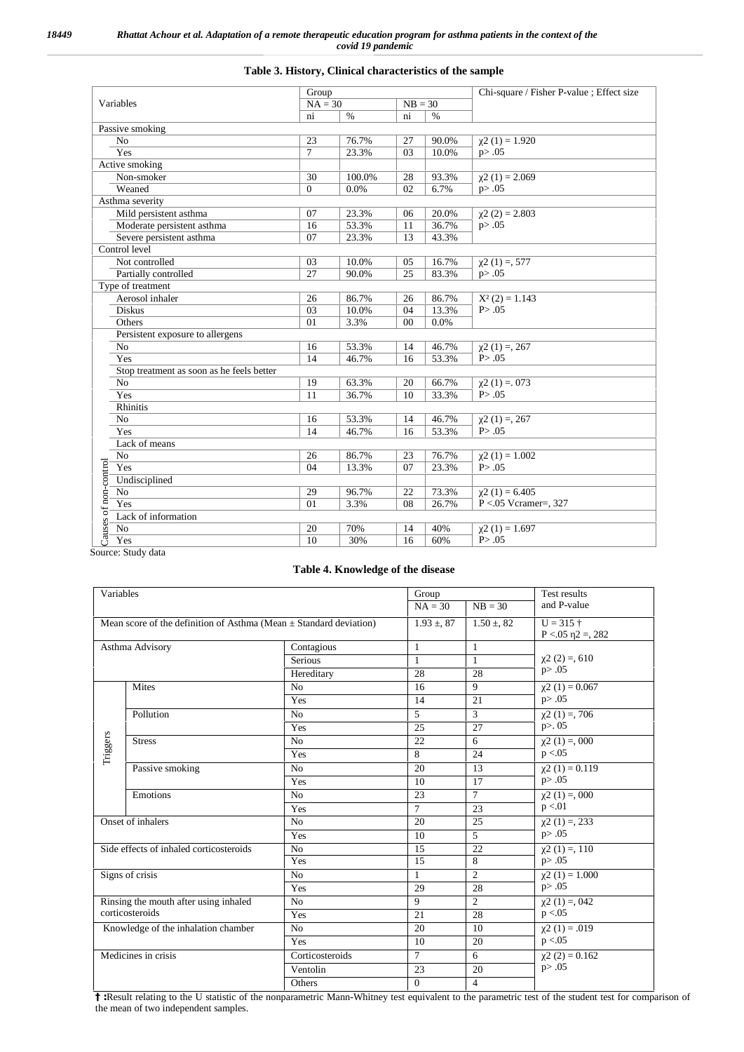**Table 3. History, Clinical characteristics of the sample**

| Variables | | Group | | | | Chi-square / Fisher P-value ; Effect size |
|---|---|---|---|---|---|---|
| | | NA = 30 | | NB = 30 | | |
| | | ni | % | ni | % | |
| Passive smoking | | | | | | |
| | No | 23 | 76.7% | 27 | 90.0% | $\chi2$ (1) = 1.920 |
| | Yes | 7 | 23.3% | 03 | 10.0% | p> .05 |
| Active smoking | | | | | | |
| | Non-smoker | 30 | 100.0% | 28 | 93.3% | $\chi2$ (1) = 2.069 |
| | Weaned | 0 | 0.0% | 02 | 6.7% | p> .05 |
| Asthma severity | | | | | | |
| | Mild persistent asthma | 07 | 23.3% | 06 | 20.0% | $\chi2$ (2) = 2.803 |
| | Moderate persistent asthma | 16 | 53.3% | 11 | 36.7% | p> .05 |
| | Severe persistent asthma | 07 | 23.3% | 13 | 43.3% | |
| Control level | | | | | | |
| | Not controlled | 03 | 10.0% | 05 | 16.7% | $\chi2$ (1) =, 577 |
| | Partially controlled | 27 | 90.0% | 25 | 83.3% | p> .05 |
| Type of treatment | | | | | | |
| | Aerosol inhaler | 26 | 86.7% | 26 | 86.7% | X² (2) = 1.143 |
| | Diskus | 03 | 10.0% | 04 | 13.3% | P> .05 |
| | Others | 01 | 3.3% | 00 | 0.0% | |
| Causes of non-control | Persistent exposure to allergens | | | | | |
| | No | 16 | 53.3% | 14 | 46.7% | $\chi2$ (1) =, 267 |
| | Yes | 14 | 46.7% | 16 | 53.3% | P> .05 |
| | Stop treatment as soon as he feels better | | | | | |
| | No | 19 | 63.3% | 20 | 66.7% | $\chi2$ (1) =. 073 |
| | Yes | 11 | 36.7% | 10 | 33.3% | P> .05 |
| | Rhinitis | | | | | |
| | No | 16 | 53.3% | 14 | 46.7% | $\chi2$ (1) =, 267 |
| | Yes | 14 | 46.7% | 16 | 53.3% | P> .05 |
| | Lack of means | | | | | |
| | No | 26 | 86.7% | 23 | 76.7% | $\chi2$ (1) = 1.002 |
| | Yes | 04 | 13.3% | 07 | 23.3% | P> .05 |
| | Undisciplined | | | | | |
| | No | 29 | 96.7% | 22 | 73.3% | $\chi2$ (1) = 6.405 |
| | Yes | 01 | 3.3% | 08 | 26.7% | P <.05 Vcramer=, 327 |
| | Lack of information | | | | | |
| | No | 20 | 70% | 14 | 40% | $\chi2$ (1) = 1.697 |
| | Yes | 10 | 30% | 16 | 60% | P> .05 |

Source: Study data

**Table 4. Knowledge of the disease**

| Variables | | | Group | | Test results and P-value |
|---|---|---|---|---|---|
| | | | NA = 30 | NB = 30 | |
| Mean score of the definition of Asthma (Mean ± Standard deviation) | | | 1.93 ±, 87 | 1.50 ±, 82 | U = 315 † P <.05 η2 =, 282 |
| Asthma Advisory | | Contagious | 1 | 1 | $\chi2$ (2) =, 610 p> .05 |
| | | Serious | 1 | 1 | |
| | | Hereditary | 28 | 28 | |
| Triggers | Mites | No | 16 | 9 | $\chi2$ (1) = 0.067 p> .05 |
| | | Yes | 14 | 21 | |
| | Pollution | No | 5 | 3 | $\chi2$ (1) =, 706 p>. 05 |
| | | Yes | 25 | 27 | |
| | Stress | No | 22 | 6 | $\chi2$ (1) =, 000 p <.05 |
| | | Yes | 8 | 24 | |
| | Passive smoking | No | 20 | 13 | $\chi2$ (1) = 0.119 p> .05 |
| | | Yes | 10 | 17 | |
| | Emotions | No | 23 | 7 | $\chi2$ (1) =, 000 p <.01 |
| | | Yes | 7 | 23 | |
| Onset of inhalers | | No | 20 | 25 | $\chi2$ (1) =, 233 p> .05 |
| | | Yes | 10 | 5 | |
| Side effects of inhaled corticosteroids | | No | 15 | 22 | $\chi2$ (1) =, 110 p> .05 |
| | | Yes | 15 | 8 | |
| Signs of crisis | | No | 1 | 2 | $\chi2$ (1) = 1.000 p> .05 |
| | | Yes | 29 | 28 | |
| Rinsing the mouth after using inhaled corticosteroids | | No | 9 | 2 | $\chi2$ (1) =, 042 p <.05 |
| | | Yes | 21 | 28 | |
| Knowledge of the inhalation chamber | | No | 20 | 10 | $\chi2$ (1) = .019 p <.05 |
| | | Yes | 10 | 20 | |
| Medicines in crisis | | Corticosteroids | 7 | 6 | $\chi2$ (2) = 0.162 p> .05 |
| | | Ventolin | 23 | 20 | |
| | | Others | 0 | 4 | |

**†** **:**Result relating to the U statistic of the nonparametric Mann-Whitney test equivalent to the parametric test of the student test for comparison of the mean of two independent samples.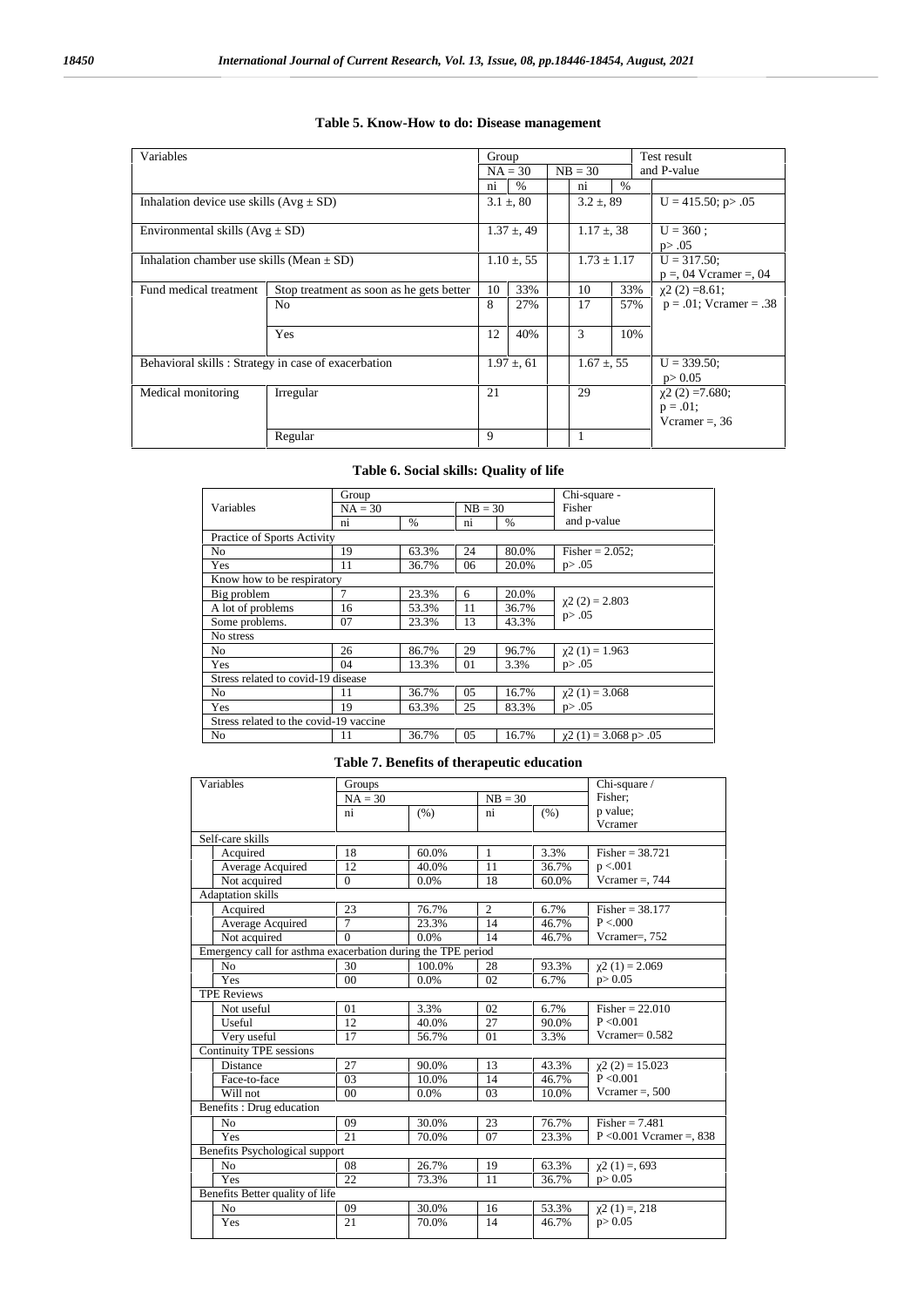**Table 5. Know-How to do: Disease management**

| Variables | | Group | | | | Test result and P-value |
|---|---|---|---|---|---|---|
| | | NA = 30 | | NB = 30 | | |
| | | ni | % | ni | % | |
| Inhalation device use skills (Avg ± SD) | | 3.1 ±, 80 | | 3.2 ±, 89 | | U = 415.50; p> .05 |
| Environmental skills (Avg ± SD) | | 1.37 ±, 49 | | 1.17 ±, 38 | | U = 360 ; p> .05 |
| Inhalation chamber use skills (Mean ± SD) | | 1.10 ±, 55 | | 1.73 ± 1.17 | | U = 317.50; p =, 04 Vcramer =, 04 |
| Fund medical treatment | Stop treatment as soon as he gets better | 10 | 33% | 10 | 33% | $\chi2$ (2) =8.61; p = .01; Vcramer = .38 |
| | No | 8 | 27% | 17 | 57% | |
| | Yes | 12 | 40% | 3 | 10% | |
| Behavioral skills : Strategy in case of exacerbation | | 1.97 ±, 61 | | 1.67 ±, 55 | | U = 339.50; p> 0.05 |
| Medical monitoring | Irregular | 21 | | 29 | | $\chi2$ (2) =7.680; p = .01; Vcramer =, 36 |
| | Regular | 9 | | 1 | | |

**Table 6. Social skills: Quality of life**

| Variables | Group | | | | Chi-square - Fisher and p-value |
|---|---|---|---|---|---|
| | NA = 30 | | NB = 30 | | |
| | ni | % | ni | % | |
| Practice of Sports Activity | | | | | |
| No | 19 | 63.3% | 24 | 80.0% | Fisher = 2.052; p> .05 |
| Yes | 11 | 36.7% | 06 | 20.0% | |
| Know how to be respiratory | | | | | |
| Big problem | 7 | 23.3% | 6 | 20.0% | $\chi2$ (2) = 2.803 p> .05 |
| A lot of problems | 16 | 53.3% | 11 | 36.7% | |
| Some problems. | 07 | 23.3% | 13 | 43.3% | |
| No stress | | | | | |
| No | 26 | 86.7% | 29 | 96.7% | $\chi2$ (1) = 1.963 p> .05 |
| Yes | 04 | 13.3% | 01 | 3.3% | |
| Stress related to covid-19 disease | | | | | |
| No | 11 | 36.7% | 05 | 16.7% | $\chi2$ (1) = 3.068 p> .05 |
| Yes | 19 | 63.3% | 25 | 83.3% | |
| Stress related to the covid-19 vaccine | | | | | |
| No | 11 | 36.7% | 05 | 16.7% | $\chi2$ (1) = 3.068 p> .05 |

**Table 7. Benefits of therapeutic education**

| Variables | Groups | | | | Chi-square / Fisher; p value; Vcramer |
|---|---|---|---|---|---|
| | NA = 30 | | NB = 30 | | |
| | ni | (%) | ni | (%) | |
| Self-care skills | | | | | |
| Acquired | 18 | 60.0% | 1 | 3.3% | Fisher = 38.721 p <.001 Vcramer =, 744 |
| Average Acquired | 12 | 40.0% | 11 | 36.7% | |
| Not acquired | 0 | 0.0% | 18 | 60.0% | |
| Adaptation skills | | | | | |
| Acquired | 23 | 76.7% | 2 | 6.7% | Fisher = 38.177 P <.000 Vcramer=, 752 |
| Average Acquired | 7 | 23.3% | 14 | 46.7% | |
| Not acquired | 0 | 0.0% | 14 | 46.7% | |
| Emergency call for asthma exacerbation during the TPE period | | | | | |
| No | 30 | 100.0% | 28 | 93.3% | $\chi2$ (1) = 2.069 p> 0.05 |
| Yes | 00 | 0.0% | 02 | 6.7% | |
| TPE Reviews | | | | | |
| Not useful | 01 | 3.3% | 02 | 6.7% | Fisher = 22.010 P <0.001 Vcramer= 0.582 |
| Useful | 12 | 40.0% | 27 | 90.0% | |
| Very useful | 17 | 56.7% | 01 | 3.3% | |
| Continuity TPE sessions | | | | | |
| Distance | 27 | 90.0% | 13 | 43.3% | $\chi2$ (2) = 15.023 P <0.001 Vcramer =, 500 |
| Face-to-face | 03 | 10.0% | 14 | 46.7% | |
| Will not | 00 | 0.0% | 03 | 10.0% | |
| Benefits : Drug education | | | | | |
| No | 09 | 30.0% | 23 | 76.7% | Fisher = 7.481 P <0.001 Vcramer =, 838 |
| Yes | 21 | 70.0% | 07 | 23.3% | |
| Benefits Psychological support | | | | | |
| No | 08 | 26.7% | 19 | 63.3% | $\chi2$ (1) =, 693 p> 0.05 |
| Yes | 22 | 73.3% | 11 | 36.7% | |
| Benefits Better quality of life | | | | | |
| No | 09 | 30.0% | 16 | 53.3% | $\chi2$ (1) =, 218 p> 0.05 |
| Yes | 21 | 70.0% | 14 | 46.7% | |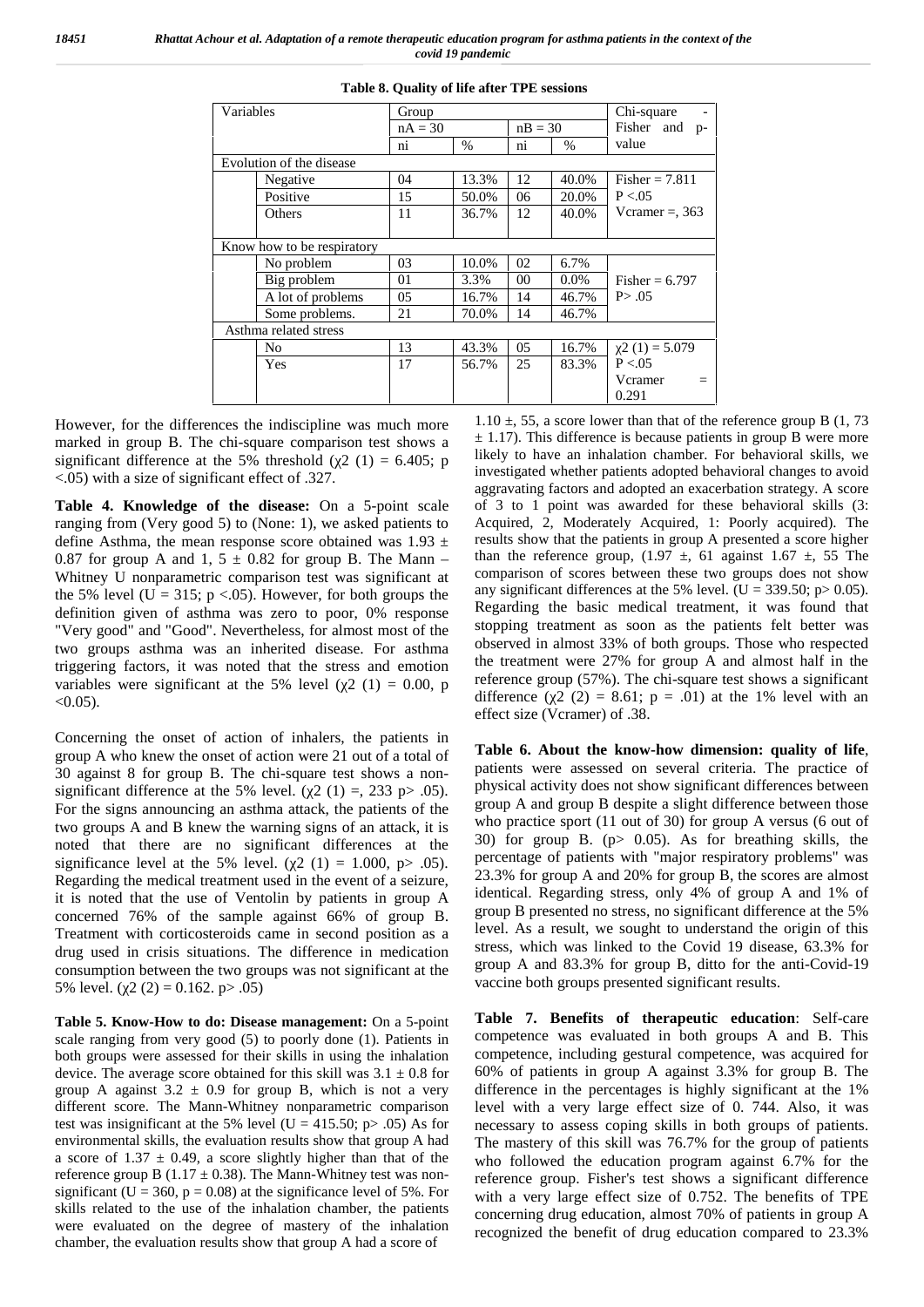**Table 8. Quality of life after TPE sessions**

| Variables | | Group | | | | Chi-square - Fisher and p-value |
|---|---|---|---|---|---|---|
| | | nA = 30 | | nB = 30 | | |
| | | ni | % | ni | % | |
| Evolution of the disease | | | | | | |
| | Negative | 04 | 13.3% | 12 | 40.0% | Fisher = 7.811 |
| | Positive | 15 | 50.0% | 06 | 20.0% | P <.05 |
| | Others | 11 | 36.7% | 12 | 40.0% | Vcramer =, 363 |
| Know how to be respiratory | | | | | | |
| | No problem | 03 | 10.0% | 02 | 6.7% | |
| | Big problem | 01 | 3.3% | 00 | 0.0% | Fisher = 6.797 |
| | A lot of problems | 05 | 16.7% | 14 | 46.7% | P> .05 |
| | Some problems. | 21 | 70.0% | 14 | 46.7% | |
| Asthma related stress | | | | | | |
| | No | 13 | 43.3% | 05 | 16.7% | $\chi 2$ (1) = 5.079 |
| | Yes | 17 | 56.7% | 25 | 83.3% | P <.05 Vcramer = 0.291 |

However, for the differences the indiscipline was much more marked in group B. The chi-square comparison test shows a significant difference at the 5% threshold ($\chi 2$ (1) = 6.405; p <.05) with a size of significant effect of .327.

**Table 4. Knowledge of the disease:** On a 5-point scale ranging from (Very good 5) to (None: 1), we asked patients to define Asthma, the mean response score obtained was 1.93 ± 0.87 for group A and 1, 5 ± 0.82 for group B. The Mann – Whitney U nonparametric comparison test was significant at the 5% level (U = 315; p <.05). However, for both groups the definition given of asthma was zero to poor, 0% response "Very good" and "Good". Nevertheless, for almost most of the two groups asthma was an inherited disease. For asthma triggering factors, it was noted that the stress and emotion variables were significant at the 5% level ($\chi 2$ (1) = 0.00, p <0.05).

Concerning the onset of action of inhalers, the patients in group A who knew the onset of action were 21 out of a total of 30 against 8 for group B. The chi-square test shows a non-significant difference at the 5% level. ($\chi 2$ (1) =, 233 p> .05). For the signs announcing an asthma attack, the patients of the two groups A and B knew the warning signs of an attack, it is noted that there are no significant differences at the significance level at the 5% level. ($\chi 2$ (1) = 1.000, p> .05). Regarding the medical treatment used in the event of a seizure, it is noted that the use of Ventolin by patients in group A concerned 76% of the sample against 66% of group B. Treatment with corticosteroids came in second position as a drug used in crisis situations. The difference in medication consumption between the two groups was not significant at the 5% level. ($\chi 2$ (2) = 0.162. p> .05)

**Table 5. Know-How to do: Disease management:** On a 5-point scale ranging from very good (5) to poorly done (1). Patients in both groups were assessed for their skills in using the inhalation device. The average score obtained for this skill was 3.1 ± 0.8 for group A against 3.2 ± 0.9 for group B, which is not a very different score. The Mann-Whitney nonparametric comparison test was insignificant at the 5% level (U = 415.50; p> .05) As for environmental skills, the evaluation results show that group A had a score of 1.37 ± 0.49, a score slightly higher than that of the reference group B (1.17 ± 0.38). The Mann-Whitney test was non-significant (U = 360, p = 0.08) at the significance level of 5%. For skills related to the use of the inhalation chamber, the patients were evaluated on the degree of mastery of the inhalation chamber, the evaluation results show that group A had a score of 1.10 ±, 55, a score lower than that of the reference group B (1, 73 ± 1.17). This difference is because patients in group B were more likely to have an inhalation chamber. For behavioral skills, we investigated whether patients adopted behavioral changes to avoid aggravating factors and adopted an exacerbation strategy. A score of 3 to 1 point was awarded for these behavioral skills (3: Acquired, 2, Moderately Acquired, 1: Poorly acquired). The results show that the patients in group A presented a score higher than the reference group, (1.97 ±, 61 against 1.67 ±, 55 The comparison of scores between these two groups does not show any significant differences at the 5% level. (U = 339.50; p> 0.05). Regarding the basic medical treatment, it was found that stopping treatment as soon as the patients felt better was observed in almost 33% of both groups. Those who respected the treatment were 27% for group A and almost half in the reference group (57%). The chi-square test shows a significant difference ($\chi 2$ (2) = 8.61; p = .01) at the 1% level with an effect size (Vcramer) of .38.

**Table 6. About the know-how dimension: quality of life**, patients were assessed on several criteria. The practice of physical activity does not show significant differences between group A and group B despite a slight difference between those who practice sport (11 out of 30) for group A versus (6 out of 30) for group B. (p> 0.05). As for breathing skills, the percentage of patients with "major respiratory problems" was 23.3% for group A and 20% for group B, the scores are almost identical. Regarding stress, only 4% of group A and 1% of group B presented no stress, no significant difference at the 5% level. As a result, we sought to understand the origin of this stress, which was linked to the Covid 19 disease, 63.3% for group A and 83.3% for group B, ditto for the anti-Covid-19 vaccine both groups presented significant results.

**Table 7. Benefits of therapeutic education**: Self-care competence was evaluated in both groups A and B. This competence, including gestural competence, was acquired for 60% of patients in group A against 3.3% for group B. The difference in the percentages is highly significant at the 1% level with a very large effect size of 0. 744. Also, it was necessary to assess coping skills in both groups of patients. The mastery of this skill was 76.7% for the group of patients who followed the education program against 6.7% for the reference group. Fisher's test shows a significant difference with a very large effect size of 0.752. The benefits of TPE concerning drug education, almost 70% of patients in group A recognized the benefit of drug education compared to 23.3%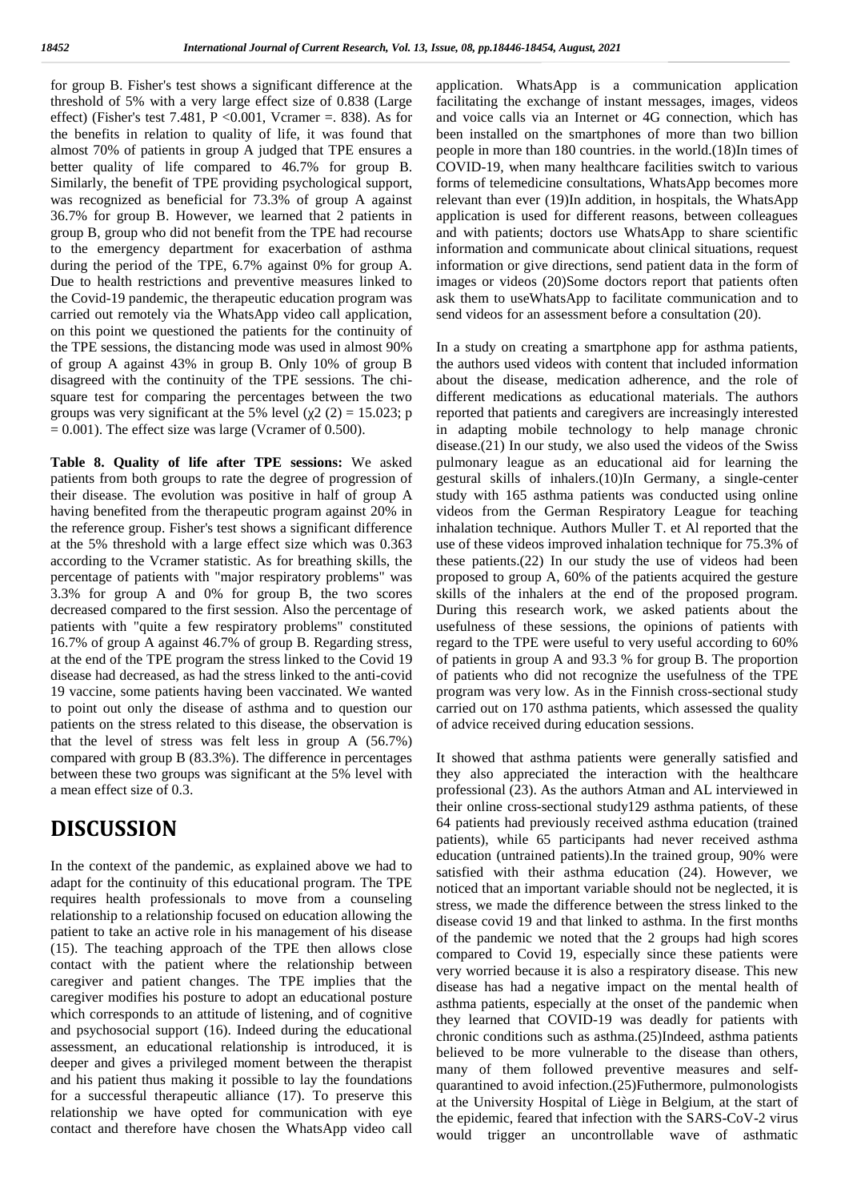for group B. Fisher's test shows a significant difference at the threshold of 5% with a very large effect size of 0.838 (Large effect) (Fisher's test 7.481, P <0.001, Vcramer =. 838). As for the benefits in relation to quality of life, it was found that almost 70% of patients in group A judged that TPE ensures a better quality of life compared to 46.7% for group B. Similarly, the benefit of TPE providing psychological support, was recognized as beneficial for 73.3% of group A against 36.7% for group B. However, we learned that 2 patients in group B, group who did not benefit from the TPE had recourse to the emergency department for exacerbation of asthma during the period of the TPE, 6.7% against 0% for group A. Due to health restrictions and preventive measures linked to the Covid-19 pandemic, the therapeutic education program was carried out remotely via the WhatsApp video call application, on this point we questioned the patients for the continuity of the TPE sessions, the distancing mode was used in almost 90% of group A against 43% in group B. Only 10% of group B disagreed with the continuity of the TPE sessions. The chi-square test for comparing the percentages between the two groups was very significant at the 5% level ($\chi 2$ (2) = 15.023; p = 0.001). The effect size was large (Vcramer of 0.500).

**Table 8. Quality of life after TPE sessions:** We asked patients from both groups to rate the degree of progression of their disease. The evolution was positive in half of group A having benefited from the therapeutic program against 20% in the reference group. Fisher's test shows a significant difference at the 5% threshold with a large effect size which was 0.363 according to the Vcramer statistic. As for breathing skills, the percentage of patients with "major respiratory problems" was 3.3% for group A and 0% for group B, the two scores decreased compared to the first session. Also the percentage of patients with "quite a few respiratory problems" constituted 16.7% of group A against 46.7% of group B. Regarding stress, at the end of the TPE program the stress linked to the Covid 19 disease had decreased, as had the stress linked to the anti-covid 19 vaccine, some patients having been vaccinated. We wanted to point out only the disease of asthma and to question our patients on the stress related to this disease, the observation is that the level of stress was felt less in group A (56.7%) compared with group B (83.3%). The difference in percentages between these two groups was significant at the 5% level with a mean effect size of 0.3.

# DISCUSSION

In the context of the pandemic, as explained above we had to adapt for the continuity of this educational program. The TPE requires health professionals to move from a counseling relationship to a relationship focused on education allowing the patient to take an active role in his management of his disease (15). The teaching approach of the TPE then allows close contact with the patient where the relationship between caregiver and patient changes. The TPE implies that the caregiver modifies his posture to adopt an educational posture which corresponds to an attitude of listening, and of cognitive and psychosocial support (16). Indeed during the educational assessment, an educational relationship is introduced, it is deeper and gives a privileged moment between the therapist and his patient thus making it possible to lay the foundations for a successful therapeutic alliance (17). To preserve this relationship we have opted for communication with eye contact and therefore have chosen the WhatsApp video call application. WhatsApp is a communication application facilitating the exchange of instant messages, images, videos and voice calls via an Internet or 4G connection, which has been installed on the smartphones of more than two billion people in more than 180 countries. in the world.(18)In times of COVID-19, when many healthcare facilities switch to various forms of telemedicine consultations, WhatsApp becomes more relevant than ever (19)In addition, in hospitals, the WhatsApp application is used for different reasons, between colleagues and with patients; doctors use WhatsApp to share scientific information and communicate about clinical situations, request information or give directions, send patient data in the form of images or videos (20)Some doctors report that patients often ask them to useWhatsApp to facilitate communication and to send videos for an assessment before a consultation (20).

In a study on creating a smartphone app for asthma patients, the authors used videos with content that included information about the disease, medication adherence, and the role of different medications as educational materials. The authors reported that patients and caregivers are increasingly interested in adapting mobile technology to help manage chronic disease.(21) In our study, we also used the videos of the Swiss pulmonary league as an educational aid for learning the gestural skills of inhalers.(10)In Germany, a single-center study with 165 asthma patients was conducted using online videos from the German Respiratory League for teaching inhalation technique. Authors Muller T. et Al reported that the use of these videos improved inhalation technique for 75.3% of these patients.(22) In our study the use of videos had been proposed to group A, 60% of the patients acquired the gesture skills of the inhalers at the end of the proposed program. During this research work, we asked patients about the usefulness of these sessions, the opinions of patients with regard to the TPE were useful to very useful according to 60% of patients in group A and 93.3 % for group B. The proportion of patients who did not recognize the usefulness of the TPE program was very low. As in the Finnish cross-sectional study carried out on 170 asthma patients, which assessed the quality of advice received during education sessions.

It showed that asthma patients were generally satisfied and they also appreciated the interaction with the healthcare professional (23). As the authors Atman and AL interviewed in their online cross-sectional study129 asthma patients, of these 64 patients had previously received asthma education (trained patients), while 65 participants had never received asthma education (untrained patients).In the trained group, 90% were satisfied with their asthma education (24). However, we noticed that an important variable should not be neglected, it is stress, we made the difference between the stress linked to the disease covid 19 and that linked to asthma. In the first months of the pandemic we noted that the 2 groups had high scores compared to Covid 19, especially since these patients were very worried because it is also a respiratory disease. This new disease has had a negative impact on the mental health of asthma patients, especially at the onset of the pandemic when they learned that COVID-19 was deadly for patients with chronic conditions such as asthma.(25)Indeed, asthma patients believed to be more vulnerable to the disease than others, many of them followed preventive measures and self-quarantined to avoid infection.(25)Futhermore, pulmonologists at the University Hospital of Liège in Belgium, at the start of the epidemic, feared that infection with the SARS-CoV-2 virus would trigger an uncontrollable wave of asthmatic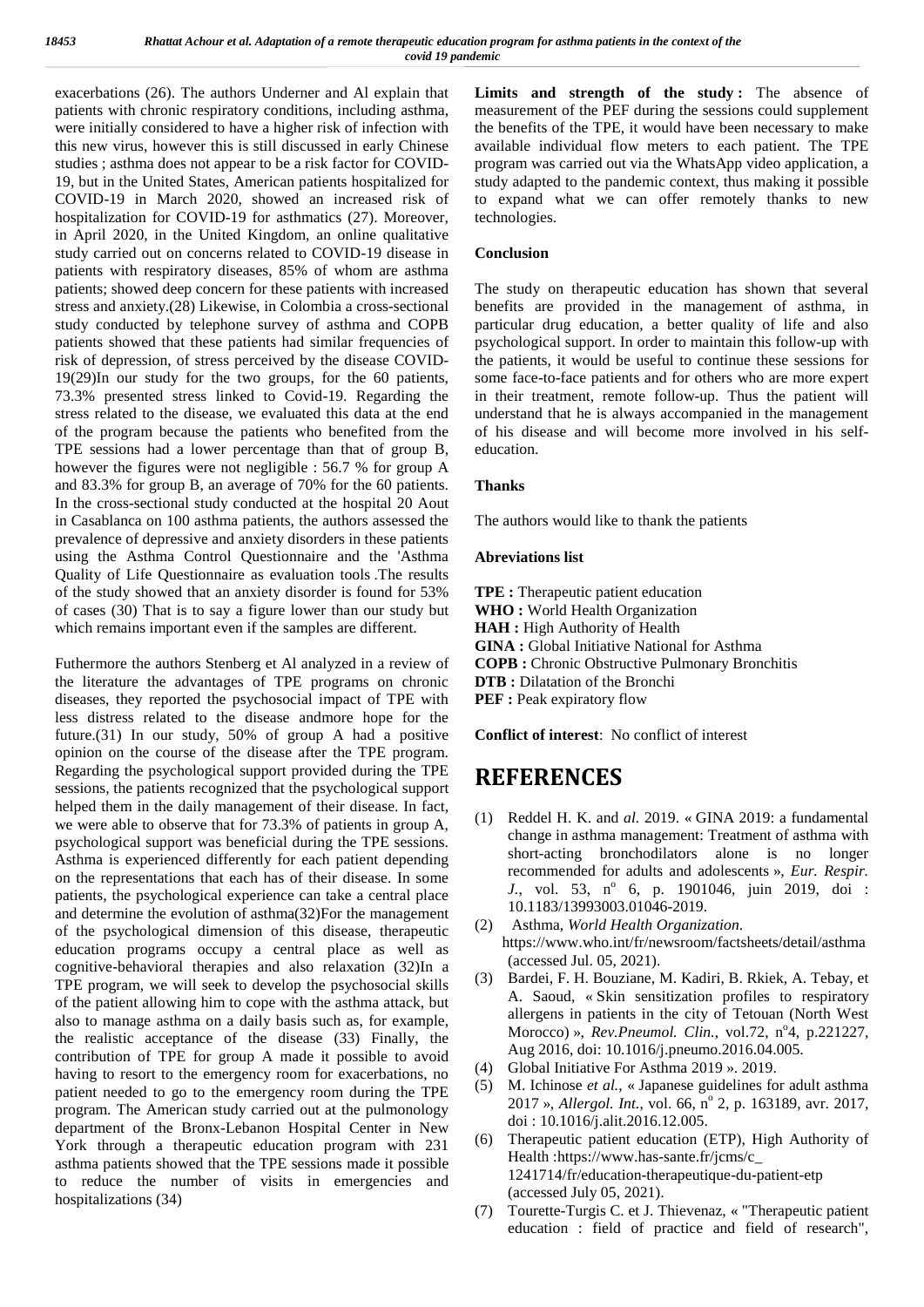exacerbations (26). The authors Underner and Al explain that patients with chronic respiratory conditions, including asthma, were initially considered to have a higher risk of infection with this new virus, however this is still discussed in early Chinese studies ; asthma does not appear to be a risk factor for COVID-19, but in the United States, American patients hospitalized for COVID-19 in March 2020, showed an increased risk of hospitalization for COVID-19 for asthmatics (27). Moreover, in April 2020, in the United Kingdom, an online qualitative study carried out on concerns related to COVID-19 disease in patients with respiratory diseases, 85% of whom are asthma patients; showed deep concern for these patients with increased stress and anxiety.(28) Likewise, in Colombia a cross-sectional study conducted by telephone survey of asthma and COPB patients showed that these patients had similar frequencies of risk of depression, of stress perceived by the disease COVID-19(29)In our study for the two groups, for the 60 patients, 73.3% presented stress linked to Covid-19. Regarding the stress related to the disease, we evaluated this data at the end of the program because the patients who benefited from the TPE sessions had a lower percentage than that of group B, however the figures were not negligible : 56.7 % for group A and 83.3% for group B, an average of 70% for the 60 patients. In the cross-sectional study conducted at the hospital 20 Aout in Casablanca on 100 asthma patients, the authors assessed the prevalence of depressive and anxiety disorders in these patients using the Asthma Control Questionnaire and the 'Asthma Quality of Life Questionnaire as evaluation tools .The results of the study showed that an anxiety disorder is found for 53% of cases (30) That is to say a figure lower than our study but which remains important even if the samples are different.

Futhermore the authors Stenberg et Al analyzed in a review of the literature the advantages of TPE programs on chronic diseases, they reported the psychosocial impact of TPE with less distress related to the disease andmore hope for the future.(31) In our study, 50% of group A had a positive opinion on the course of the disease after the TPE program. Regarding the psychological support provided during the TPE sessions, the patients recognized that the psychological support helped them in the daily management of their disease. In fact, we were able to observe that for 73.3% of patients in group A, psychological support was beneficial during the TPE sessions. Asthma is experienced differently for each patient depending on the representations that each has of their disease. In some patients, the psychological experience can take a central place and determine the evolution of asthma(32)For the management of the psychological dimension of this disease, therapeutic education programs occupy a central place as well as cognitive-behavioral therapies and also relaxation (32)In a TPE program, we will seek to develop the psychosocial skills of the patient allowing him to cope with the asthma attack, but also to manage asthma on a daily basis such as, for example, the realistic acceptance of the disease (33) Finally, the contribution of TPE for group A made it possible to avoid having to resort to the emergency room for exacerbations, no patient needed to go to the emergency room during the TPE program. The American study carried out at the pulmonology department of the Bronx-Lebanon Hospital Center in New York through a therapeutic education program with 231 asthma patients showed that the TPE sessions made it possible to reduce the number of visits in emergencies and hospitalizations (34)

**Limits and strength of the study :** The absence of measurement of the PEF during the sessions could supplement the benefits of the TPE, it would have been necessary to make available individual flow meters to each patient. The TPE program was carried out via the WhatsApp video application, a study adapted to the pandemic context, thus making it possible to expand what we can offer remotely thanks to new technologies.

## Conclusion

The study on therapeutic education has shown that several benefits are provided in the management of asthma, in particular drug education, a better quality of life and also psychological support. In order to maintain this follow-up with the patients, it would be useful to continue these sessions for some face-to-face patients and for others who are more expert in their treatment, remote follow-up. Thus the patient will understand that he is always accompanied in the management of his disease and will become more involved in his self-education.

## Thanks

The authors would like to thank the patients

## Abreviations list

**TPE :** Therapeutic patient education
**WHO :** World Health Organization
**HAH :** High Authority of Health
**GINA :** Global Initiative National for Asthma
**COPB :** Chronic Obstructive Pulmonary Bronchitis
**DTB :** Dilatation of the Bronchi
**PEF :** Peak expiratory flow

**Conflict of interest**: No conflict of interest

# REFERENCES

(1) Reddel H. K. and *al.* 2019. « GINA 2019: a fundamental change in asthma management: Treatment of asthma with short-acting bronchodilators alone is no longer recommended for adults and adolescents », *Eur. Respir. J.*, vol. 53, n° 6, p. 1901046, juin 2019, doi : 10.1183/13993003.01046-2019.

(2) Asthma, *World Health Organization*. https://www.who.int/fr/newsroom/factsheets/detail/asthma (accessed Jul. 05, 2021).

(3) Bardei, F. H. Bouziane, M. Kadiri, B. Rkiek, A. Tebay, et A. Saoud, « Skin sensitization profiles to respiratory allergens in patients in the city of Tetouan (North West Morocco) », *Rev.Pneumol. Clin.*, vol.72, n°4, p.221227, Aug 2016, doi: 10.1016/j.pneumo.2016.04.005.

(4) Global Initiative For Asthma 2019 ». 2019.

(5) M. Ichinose *et al.*, « Japanese guidelines for adult asthma 2017 », *Allergol. Int.*, vol. 66, n° 2, p. 163189, avr. 2017, doi : 10.1016/j.alit.2016.12.005.

(6) Therapeutic patient education (ETP), High Authority of Health :https://www.has-sante.fr/jcms/c_ 1241714/fr/education-therapeutique-du-patient-etp (accessed July 05, 2021).

(7) Tourette-Turgis C. et J. Thievenaz, « "Therapeutic patient education : field of practice and field of research",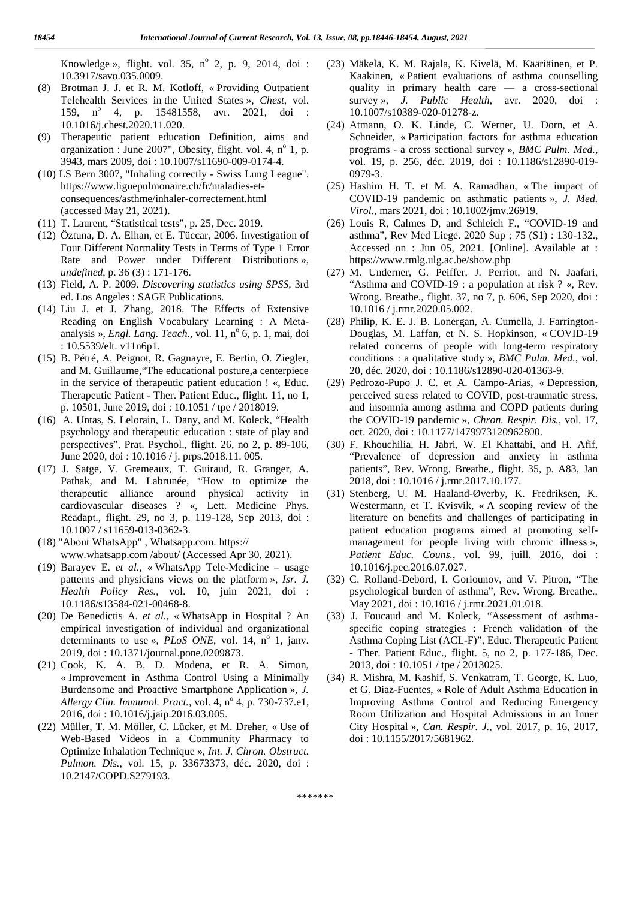Knowledge », flight. vol. 35, n° 2, p. 9, 2014, doi : 10.3917/savo.035.0009.

(8) Brotman J. J. et R. M. Kotloff, « Providing Outpatient Telehealth Services in the United States », *Chest*, vol. 159, n° 4, p. 15481558, avr. 2021, doi : 10.1016/j.chest.2020.11.020.

(9) Therapeutic patient education Definition, aims and organization : June 2007", Obesity, flight. vol. 4, n° 1, p. 3943, mars 2009, doi : 10.1007/s11690-009-0174-4.

(10) LS Bern 3007, "Inhaling correctly - Swiss Lung League". https://www.liguepulmonaire.ch/fr/maladies-et-consequences/asthme/inhaler-correctement.html (accessed May 21, 2021).

(11) T. Laurent, "Statistical tests", p. 25, Dec. 2019.

(12) Öztuna, D. A. Elhan, et E. Tüccar, 2006. Investigation of Four Different Normality Tests in Terms of Type 1 Error Rate and Power under Different Distributions », *undefined*, p. 36 (3) : 171-176.

(13) Field, A. P. 2009. *Discovering statistics using SPSS*, 3rd ed. Los Angeles : SAGE Publications.

(14) Liu J. et J. Zhang, 2018. The Effects of Extensive Reading on English Vocabulary Learning : A Meta-analysis », *Engl. Lang. Teach.*, vol. 11, n° 6, p. 1, mai, doi : 10.5539/elt. v11n6p1.

(15) B. Pétré, A. Peignot, R. Gagnayre, E. Bertin, O. Ziegler, and M. Guillaume,"The educational posture,a centerpiece in the service of therapeutic patient education ! «, Educ. Therapeutic Patient - Ther. Patient Educ., flight. 11, no 1, p. 10501, June 2019, doi : 10.1051 / tpe / 2018019.

(16) A. Untas, S. Lelorain, L. Dany, and M. Koleck, "Health psychology and therapeutic education : state of play and perspectives", Prat. Psychol., flight. 26, no 2, p. 89-106, June 2020, doi : 10.1016 / j. prps.2018.11. 005.

(17) J. Satge, V. Gremeaux, T. Guiraud, R. Granger, A. Pathak, and M. Labrunée, "How to optimize the therapeutic alliance around physical activity in cardiovascular diseases ? «, Lett. Medicine Phys. Readapt., flight. 29, no 3, p. 119-128, Sep 2013, doi : 10.1007 / s11659-013-0362-3.

(18) "About WhatsApp" , Whatsapp.com. https:// www.whatsapp.com /about/ (Accessed Apr 30, 2021).

(19) Barayev E. *et al.*, « WhatsApp Tele-Medicine – usage patterns and physicians views on the platform », *Isr. J. Health Policy Res.*, vol. 10, juin 2021, doi : 10.1186/s13584-021-00468-8.

(20) De Benedictis A. *et al.*, « WhatsApp in Hospital ? An empirical investigation of individual and organizational determinants to use », *PLoS ONE*, vol. 14, n° 1, janv. 2019, doi : 10.1371/journal.pone.0209873.

(21) Cook, K. A. B. D. Modena, et R. A. Simon, « Improvement in Asthma Control Using a Minimally Burdensome and Proactive Smartphone Application », *J. Allergy Clin. Immunol. Pract.*, vol. 4, n° 4, p. 730-737.e1, 2016, doi : 10.1016/j.jaip.2016.03.005.

(22) Müller, T. M. Möller, C. Lücker, et M. Dreher, « Use of Web-Based Videos in a Community Pharmacy to Optimize Inhalation Technique », *Int. J. Chron. Obstruct. Pulmon. Dis.*, vol. 15, p. 33673373, déc. 2020, doi : 10.2147/COPD.S279193.

(23) Mäkelä, K. M. Rajala, K. Kivelä, M. Kääriäinen, et P. Kaakinen, « Patient evaluations of asthma counselling quality in primary health care — a cross-sectional survey », *J. Public Health*, avr. 2020, doi : 10.1007/s10389-020-01278-z.

(24) Atmann, O. K. Linde, C. Werner, U. Dorn, et A. Schneider, « Participation factors for asthma education programs - a cross sectional survey », *BMC Pulm. Med.*, vol. 19, p. 256, déc. 2019, doi : 10.1186/s12890-019-0979-3.

(25) Hashim H. T. et M. A. Ramadhan, « The impact of COVID-19 pandemic on asthmatic patients », *J. Med. Virol.*, mars 2021, doi : 10.1002/jmv.26919.

(26) Louis R, Calmes D, and Schleich F., "COVID-19 and asthma", Rev Med Liege. 2020 Sup ; 75 (S1) : 130-132., Accessed on : Jun 05, 2021. [Online]. Available at : https://www.rmlg.ulg.ac.be/show.php

(27) M. Underner, G. Peiffer, J. Perriot, and N. Jaafari, "Asthma and COVID-19 : a population at risk ? «, Rev. Wrong. Breathe., flight. 37, no 7, p. 606, Sep 2020, doi : 10.1016 / j.rmr.2020.05.002.

(28) Philip, K. E. J. B. Lonergan, A. Cumella, J. Farrington-Douglas, M. Laffan, et N. S. Hopkinson, « COVID-19 related concerns of people with long-term respiratory conditions : a qualitative study », *BMC Pulm. Med.*, vol. 20, déc. 2020, doi : 10.1186/s12890-020-01363-9.

(29) Pedrozo-Pupo J. C. et A. Campo-Arias, « Depression, perceived stress related to COVID, post-traumatic stress, and insomnia among asthma and COPD patients during the COVID-19 pandemic », *Chron. Respir. Dis.*, vol. 17, oct. 2020, doi : 10.1177/1479973120962800.

(30) F. Khouchilia, H. Jabri, W. El Khattabi, and H. Afif, "Prevalence of depression and anxiety in asthma patients", Rev. Wrong. Breathe., flight. 35, p. A83, Jan 2018, doi : 10.1016 / j.rmr.2017.10.177.

(31) Stenberg, U. M. Haaland-Øverby, K. Fredriksen, K. Westermann, et T. Kvisvik, « A scoping review of the literature on benefits and challenges of participating in patient education programs aimed at promoting self-management for people living with chronic illness », *Patient Educ. Couns.*, vol. 99, juill. 2016, doi : 10.1016/j.pec.2016.07.027.

(32) C. Rolland-Debord, I. Goriounov, and V. Pitron, "The psychological burden of asthma", Rev. Wrong. Breathe., May 2021, doi : 10.1016 / j.rmr.2021.01.018.

(33) J. Foucaud and M. Koleck, "Assessment of asthma-specific coping strategies : French validation of the Asthma Coping List (ACL-F)", Educ. Therapeutic Patient - Ther. Patient Educ., flight. 5, no 2, p. 177-186, Dec. 2013, doi : 10.1051 / tpe / 2013025.

(34) R. Mishra, M. Kashif, S. Venkatram, T. George, K. Luo, et G. Diaz-Fuentes, « Role of Adult Asthma Education in Improving Asthma Control and Reducing Emergency Room Utilization and Hospital Admissions in an Inner City Hospital », *Can. Respir. J.*, vol. 2017, p. 16, 2017, doi : 10.1155/2017/5681962.

\*\*\*\*\*\*\*